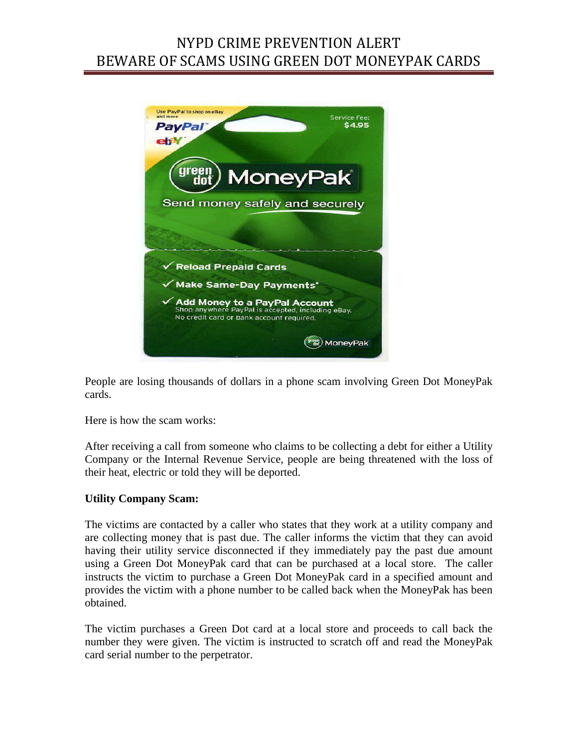# NYPD CRIME PREVENTION ALERT
# BEWARE OF SCAMS USING GREEN DOT MONEYPAK CARDS

People are losing thousands of dollars in a phone scam involving Green Dot MoneyPak cards.

Here is how the scam works:

After receiving a call from someone who claims to be collecting a debt for either a Utility Company or the Internal Revenue Service, people are being threatened with the loss of their heat, electric or told they will be deported.

**Utility Company Scam:**

The victims are contacted by a caller who states that they work at a utility company and are collecting money that is past due. The caller informs the victim that they can avoid having their utility service disconnected if they immediately pay the past due amount using a Green Dot MoneyPak card that can be purchased at a local store. The caller instructs the victim to purchase a Green Dot MoneyPak card in a specified amount and provides the victim with a phone number to be called back when the MoneyPak has been obtained.

The victim purchases a Green Dot card at a local store and proceeds to call back the number they were given. The victim is instructed to scratch off and read the MoneyPak card serial number to the perpetrator.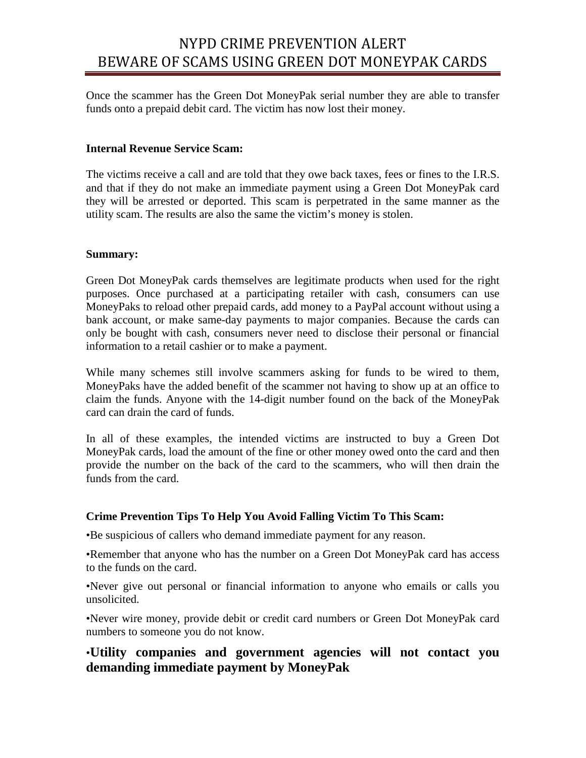Once the scammer has the Green Dot MoneyPak serial number they are able to transfer funds onto a prepaid debit card. The victim has now lost their money.

**Internal Revenue Service Scam:**

The victims receive a call and are told that they owe back taxes, fees or fines to the I.R.S. and that if they do not make an immediate payment using a Green Dot MoneyPak card they will be arrested or deported. This scam is perpetrated in the same manner as the utility scam. The results are also the same the victim's money is stolen.

**Summary:**

Green Dot MoneyPak cards themselves are legitimate products when used for the right purposes. Once purchased at a participating retailer with cash, consumers can use MoneyPaks to reload other prepaid cards, add money to a PayPal account without using a bank account, or make same-day payments to major companies. Because the cards can only be bought with cash, consumers never need to disclose their personal or financial information to a retail cashier or to make a payment.

While many schemes still involve scammers asking for funds to be wired to them, MoneyPaks have the added benefit of the scammer not having to show up at an office to claim the funds. Anyone with the 14-digit number found on the back of the MoneyPak card can drain the card of funds.

In all of these examples, the intended victims are instructed to buy a Green Dot MoneyPak cards, load the amount of the fine or other money owed onto the card and then provide the number on the back of the card to the scammers, who will then drain the funds from the card.

**Crime Prevention Tips To Help You Avoid Falling Victim To This Scam:**

•Be suspicious of callers who demand immediate payment for any reason.

•Remember that anyone who has the number on a Green Dot MoneyPak card has access to the funds on the card.

•Never give out personal or financial information to anyone who emails or calls you unsolicited.

•Never wire money, provide debit or credit card numbers or Green Dot MoneyPak card numbers to someone you do not know.

•**Utility companies and government agencies will not contact you demanding immediate payment by MoneyPak**